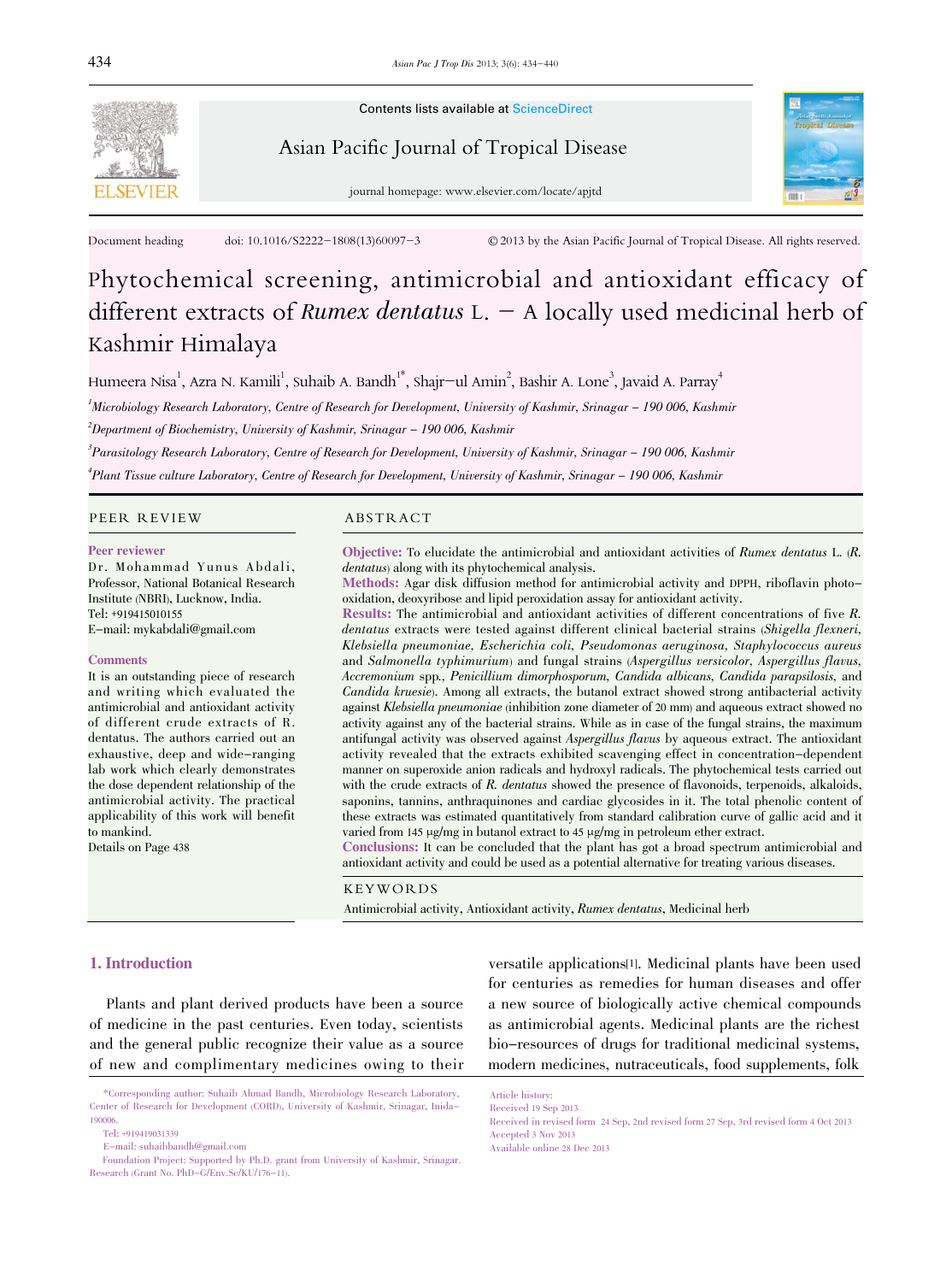Contents lists available at ScienceDirect

Asian Pacific Journal of Tropical Disease

journal homepage: www.elsevier.com/locate/apjtd

Document heading doi: 10.1016/S2222-1808(13)60097-3 © 2013 by the Asian Pacific Journal of Tropical Disease. All rights reserved.

# Phytochemical screening, antimicrobial and antioxidant efficacy of different extracts of *Rumex dentatus* L. – A locally used medicinal herb of Kashmir Himalaya

Humeera Nisa[1], Azra N. Kamili[1], Suhaib A. Bandh[1*], Shajr-ul Amin[2], Bashir A. Lone[3], Javaid A. Parray[4]

[1]*Microbiology Research Laboratory, Centre of Research for Development, University of Kashmir, Srinagar – 190 006, Kashmir*

[2]*Department of Biochemistry, University of Kashmir, Srinagar – 190 006, Kashmir*

[3]*Parasitology Research Laboratory, Centre of Research for Development, University of Kashmir, Srinagar – 190 006, Kashmir*

[4]*Plant Tissue culture Laboratory, Centre of Research for Development, University of Kashmir, Srinagar – 190 006, Kashmir*

## PEER REVIEW

**Peer reviewer**

Dr. Mohammad Yunus Abdali, Professor, National Botanical Research Institute (NBRI), Lucknow, India.
Tel: +919415010155
E-mail: mykabdali@gmail.com

**Comments**

It is an outstanding piece of research and writing which evaluated the antimicrobial and antioxidant activity of different crude extracts of R. dentatus. The authors carried out an exhaustive, deep and wide-ranging lab work which clearly demonstrates the dose dependent relationship of the antimicrobial activity. The practical applicability of this work will benefit to mankind.
Details on Page 438

## ABSTRACT

**Objective:** To elucidate the antimicrobial and antioxidant activities of *Rumex dentatus* L. (*R. dentatus*) along with its phytochemical analysis.

**Methods:** Agar disk diffusion method for antimicrobial activity and DPPH, riboflavin photo-oxidation, deoxyribose and lipid peroxidation assay for antioxidant activity.

**Results:** The antimicrobial and antioxidant activities of different concentrations of five *R. dentatus* extracts were tested against different clinical bacterial strains (*Shigella flexneri, Klebsiella pneumoniae, Escherichia coli, Pseudomonas aeruginosa, Staphylococcus aureus* and *Salmonella typhimurium*) and fungal strains (*Aspergillus versicolor, Aspergillus flavus, Accremonium* spp., *Penicillium dimorphosporum, Candida albicans, Candida parapsilosis*, and *Candida kruesie*). Among all extracts, the butanol extract showed strong antibacterial activity against *Klebsiella pneumoniae* (inhibition zone diameter of 20 mm) and aqueous extract showed no activity against any of the bacterial strains. While as in case of the fungal strains, the maximum antifungal activity was observed against *Aspergillus flavus* by aqueous extract. The antioxidant activity revealed that the extracts exhibited scavenging effect in concentration-dependent manner on superoxide anion radicals and hydroxyl radicals. The phytochemical tests carried out with the crude extracts of *R. dentatus* showed the presence of flavonoids, terpenoids, alkaloids, saponins, tannins, anthraquinones and cardiac glycosides in it. The total phenolic content of these extracts was estimated quantitatively from standard calibration curve of gallic acid and it varied from 145 μg/mg in butanol extract to 45 μg/mg in petroleum ether extract.

**Conclusions:** It can be concluded that the plant has got a broad spectrum antimicrobial and antioxidant activity and could be used as a potential alternative for treating various diseases.

**KEYWORDS**

Antimicrobial activity, Antioxidant activity, *Rumex dentatus*, Medicinal herb

## 1. Introduction

Plants and plant derived products have been a source of medicine in the past centuries. Even today, scientists and the general public recognize their value as a source of new and complimentary medicines owing to their versatile applications[1]. Medicinal plants have been used for centuries as remedies for human diseases and offer a new source of biologically active chemical compounds as antimicrobial agents. Medicinal plants are the richest bio-resources of drugs for traditional medicinal systems, modern medicines, nutraceuticals, food supplements, folk

*Corresponding author: Suhaib Ahmad Bandh, Microbiology Research Laboratory, Center of Research for Development (CORD), University of Kashmir, Srinagar, Inida-190006.
Tel: +919419031339
E-mail: suhaibbandh@gmail.com
Foundation Project: Supported by Ph.D. grant from University of Kashmir, Srinagar. Research (Grant No. PhD-G/Env.Sc/KU/176-11).

Article history:
Received 19 Sep 2013
Received in revised form 24 Sep, 2nd revised form 27 Sep, 3rd revised form 4 Oct 2013
Accepted 3 Nov 2013
Available online 28 Dec 2013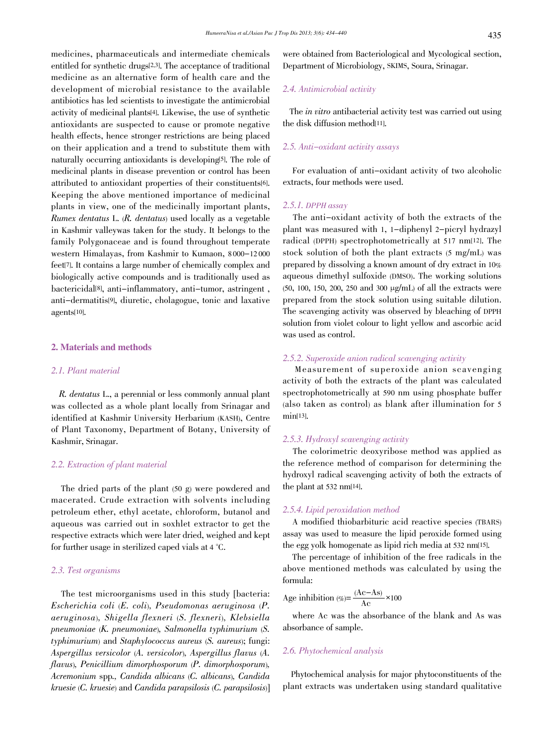medicines, pharmaceuticals and intermediate chemicals entitled for synthetic drugs[2,3]. The acceptance of traditional medicine as an alternative form of health care and the development of microbial resistance to the available antibiotics has led scientists to investigate the antimicrobial activity of medicinal plants[4]. Likewise, the use of synthetic antioxidants are suspected to cause or promote negative health effects, hence stronger restrictions are being placed on their application and a trend to substitute them with naturally occurring antioxidants is developing[5]. The role of medicinal plants in disease prevention or control has been attributed to antioxidant properties of their constituents[6]. Keeping the above mentioned importance of medicinal plants in view, one of the medicinally important plants, *Rumex dentatus* L. (*R. dentatus*) used locally as a vegetable in Kashmir valleywas taken for the study. It belongs to the family Polygonaceae and is found throughout temperate western Himalayas, from Kashmir to Kumaon, 8000–12000 feet[7]. It contains a large number of chemically complex and biologically active compounds and is traditionally used as bactericidal[8], anti–inflammatory, anti–tumor, astringent , anti–dermatitis[9], diuretic, cholagogue, tonic and laxative agents[10].

## 2. Materials and methods

### 2.1. Plant material

*R. dentatus* L., a perennial or less commonly annual plant was collected as a whole plant locally from Srinagar and identified at Kashmir University Herbarium (KASH), Centre of Plant Taxonomy, Department of Botany, University of Kashmir, Srinagar.

### 2.2. Extraction of plant material

The dried parts of the plant (50 g) were powdered and macerated. Crude extraction with solvents including petroleum ether, ethyl acetate, chloroform, butanol and aqueous was carried out in soxhlet extractor to get the respective extracts which were later dried, weighed and kept for further usage in sterilized caped vials at 4 °C.

### 2.3. Test organisms

The test microorganisms used in this study [bacteria: *Escherichia coli* (*E. coli*), *Pseudomonas aeruginosa* (*P. aeruginosa*), *Shigella flexneri* (*S. flexneri*), *Klebsiella pneumoniae* (*K. pneumoniae*), *Salmonella typhimurium* (*S. typhimurium*) and *Staphylococcus aureus* (*S. aureus*); fungi: *Aspergillus versicolor* (*A. versicolor*), *Aspergillus flavus* (*A. flavus*), *Penicillium dimorphosporum* (*P. dimorphosporum*), *Acremonium* spp., *Candida albicans* (*C. albicans*), *Candida kruesie* (*C. kruesie*) and *Candida parapsilosis* (*C. parapsilosis*)] were obtained from Bacteriological and Mycological section, Department of Microbiology, SKIMS, Soura, Srinagar.

### 2.4. Antimicrobial activity

The *in vitro* antibacterial activity test was carried out using the disk diffusion method[11].

### 2.5. Anti–oxidant activity assays

For evaluation of anti–oxidant activity of two alcoholic extracts, four methods were used.

#### 2.5.1. DPPH assay

The anti–oxidant activity of both the extracts of the plant was measured with 1, 1–diphenyl 2–picryl hydrazyl radical (DPPH) spectrophotometrically at 517 nm[12]. The stock solution of both the plant extracts (5 mg/mL) was prepared by dissolving a known amount of dry extract in 10% aqueous dimethyl sulfoxide (DMSO). The working solutions (50, 100, 150, 200, 250 and 300 μg/mL) of all the extracts were prepared from the stock solution using suitable dilution. The scavenging activity was observed by bleaching of DPPH solution from violet colour to light yellow and ascorbic acid was used as control.

#### 2.5.2. Superoxide anion radical scavenging activity

Measurement of superoxide anion scavenging activity of both the extracts of the plant was calculated spectrophotometrically at 590 nm using phosphate buffer (also taken as control) as blank after illumination for 5 min[13].

#### 2.5.3. Hydroxyl scavenging activity

The colorimetric deoxyribose method was applied as the reference method of comparison for determining the hydroxyl radical scavenging activity of both the extracts of the plant at 532 nm[14].

#### 2.5.4. Lipid peroxidation method

A modified thiobarbituric acid reactive species (TBARS) assay was used to measure the lipid peroxide formed using the egg yolk homogenate as lipid rich media at 532 nm[15].

The percentage of inhibition of the free radicals in the above mentioned methods was calculated by using the formula:

$$\text{Age inhibition } (\%) = \frac{(Ac - As)}{Ac} \times 100$$

where Ac was the absorbance of the blank and As was absorbance of sample.

### 2.6. Phytochemical analysis

Phytochemical analysis for major phytoconstituents of the plant extracts was undertaken using standard qualitative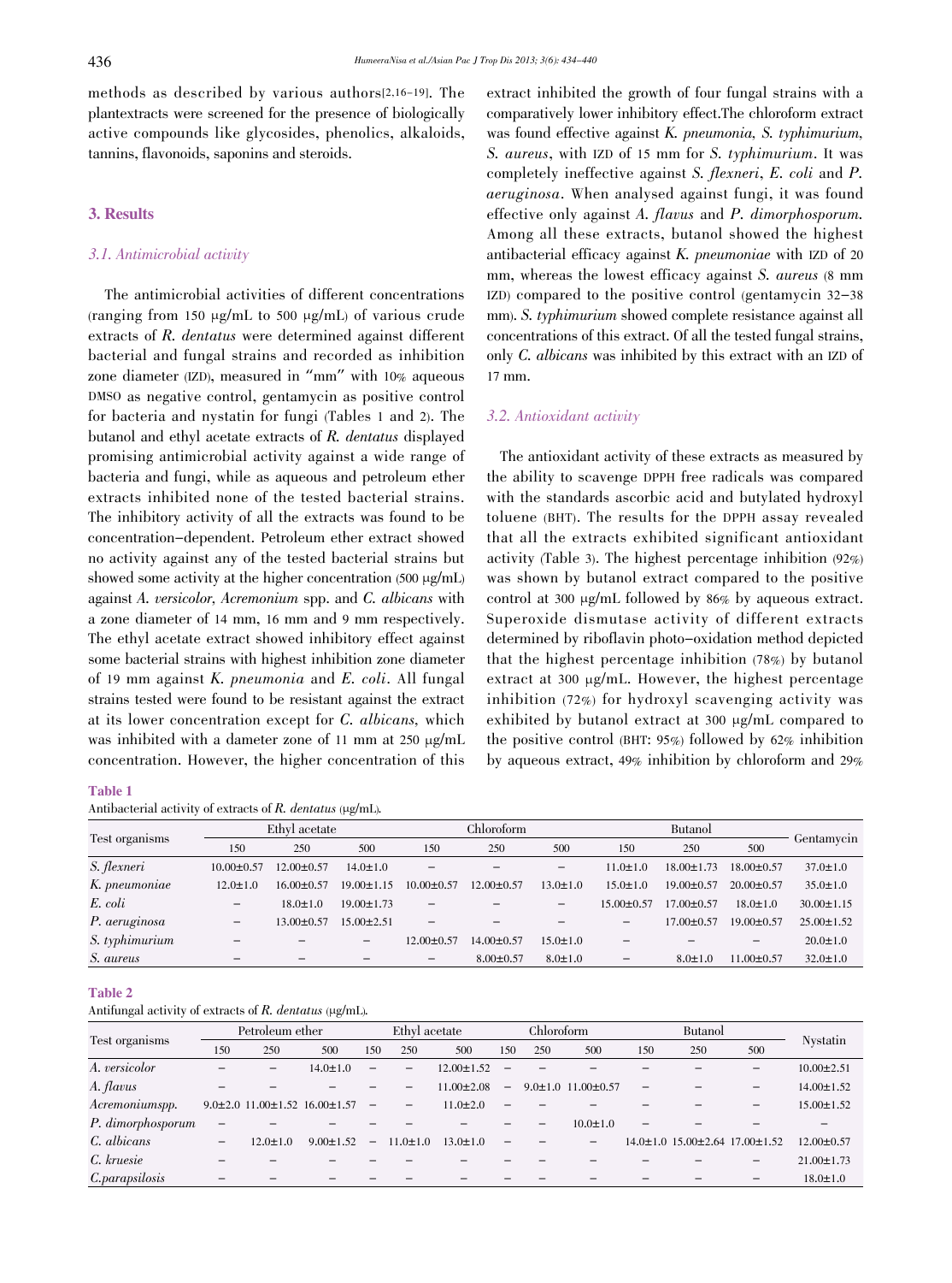methods as described by various authors[2,16-19]. The plantextracts were screened for the presence of biologically active compounds like glycosides, phenolics, alkaloids, tannins, flavonoids, saponins and steroids.

## 3. Results

### 3.1. Antimicrobial activity

The antimicrobial activities of different concentrations (ranging from 150 μg/mL to 500 μg/mL) of various crude extracts of *R. dentatus* were determined against different bacterial and fungal strains and recorded as inhibition zone diameter (IZD), measured in "mm" with 10% aqueous DMSO as negative control, gentamycin as positive control for bacteria and nystatin for fungi (Tables 1 and 2). The butanol and ethyl acetate extracts of *R. dentatus* displayed promising antimicrobial activity against a wide range of bacteria and fungi, while as aqueous and petroleum ether extracts inhibited none of the tested bacterial strains. The inhibitory activity of all the extracts was found to be concentration-dependent. Petroleum ether extract showed no activity against any of the tested bacterial strains but showed some activity at the higher concentration (500 μg/mL) against *A. versicolor*, *Acremonium* spp. and *C. albicans* with a zone diameter of 14 mm, 16 mm and 9 mm respectively. The ethyl acetate extract showed inhibitory effect against some bacterial strains with highest inhibition zone diameter of 19 mm against *K. pneumonia* and *E. coli*. All fungal strains tested were found to be resistant against the extract at its lower concentration except for *C. albicans*, which was inhibited with a dameter zone of 11 mm at 250 μg/mL concentration. However, the higher concentration of this extract inhibited the growth of four fungal strains with a comparatively lower inhibitory effect.The chloroform extract was found effective against *K. pneumonia, S. typhimurium, S. aureus*, with IZD of 15 mm for *S. typhimurium*. It was completely ineffective against *S. flexneri*, *E. coli* and *P. aeruginosa*. When analysed against fungi, it was found effective only against *A. flavus* and *P. dimorphosporum*. Among all these extracts, butanol showed the highest antibacterial efficacy against *K. pneumoniae* with IZD of 20 mm, whereas the lowest efficacy against *S. aureus* (8 mm IZD) compared to the positive control (gentamycin 32-38 mm). *S. typhimurium* showed complete resistance against all concentrations of this extract. Of all the tested fungal strains, only *C. albicans* was inhibited by this extract with an IZD of 17 mm.

### 3.2. Antioxidant activity

The antioxidant activity of these extracts as measured by the ability to scavenge DPPH free radicals was compared with the standards ascorbic acid and butylated hydroxyl toluene (BHT). The results for the DPPH assay revealed that all the extracts exhibited significant antioxidant activity (Table 3). The highest percentage inhibition (92%) was shown by butanol extract compared to the positive control at 300 μg/mL followed by 86% by aqueous extract. Superoxide dismutase activity of different extracts determined by riboflavin photo-oxidation method depicted that the highest percentage inhibition (78%) by butanol extract at 300 μg/mL. However, the highest percentage inhibition (72%) for hydroxyl scavenging activity was exhibited by butanol extract at 300 μg/mL compared to the positive control (BHT: 95%) followed by 62% inhibition by aqueous extract, 49% inhibition by chloroform and 29%

**Table 1**

Antibacterial activity of extracts of *R. dentatus* (μg/mL).

| Test organisms | Ethyl acetate | | | Chloroform | | | Butanol | | | Gentamycin |
|---|---|---|---|---|---|---|---|---|---|---|
| | 150 | 250 | 500 | 150 | 250 | 500 | 150 | 250 | 500 | |
| *S. flexneri* | 10.00±0.57 | 12.00±0.57 | 14.0±1.0 | – | – | – | 11.0±1.0 | 18.00±1.73 | 18.00±0.57 | 37.0±1.0 |
| *K. pneumoniae* | 12.0±1.0 | 16.00±0.57 | 19.00±1.15 | 10.00±0.57 | 12.00±0.57 | 13.0±1.0 | 15.0±1.0 | 19.00±0.57 | 20.00±0.57 | 35.0±1.0 |
| *E. coli* | – | 18.0±1.0 | 19.00±1.73 | – | – | – | 15.00±0.57 | 17.00±0.57 | 18.0±1.0 | 30.00±1.15 |
| *P. aeruginosa* | – | 13.00±0.57 | 15.00±2.51 | – | – | – | – | 17.00±0.57 | 19.00±0.57 | 25.00±1.52 |
| *S. typhimurium* | – | – | – | 12.00±0.57 | 14.00±0.57 | 15.0±1.0 | – | – | – | 20.0±1.0 |
| *S. aureus* | – | – | – | – | 8.00±0.57 | 8.0±1.0 | – | 8.0±1.0 | 11.00±0.57 | 32.0±1.0 |

**Table 2**

Antifungal activity of extracts of *R. dentatus* (μg/mL).

| Test organisms | Petroleum ether | | | Ethyl acetate | | | Chloroform | | | Butanol | | | Nystatin |
|---|---|---|---|---|---|---|---|---|---|---|---|---|---|
| | 150 | 250 | 500 | 150 | 250 | 500 | 150 | 250 | 500 | 150 | 250 | 500 | |
| *A. versicolor* | – | – | 14.0±1.0 | – | – | 12.00±1.52 | – | – | – | – | – | – | 10.00±2.51 |
| *A. flavus* | – | – | – | – | – | 11.00±2.08 | – | 9.0±1.0 | 11.00±0.57 | – | – | – | 14.00±1.52 |
| *Acremonium*spp. | 9.0±2.0 | 11.00±1.52 | 16.00±1.57 | – | – | 11.0±2.0 | – | – | – | – | – | – | 15.00±1.52 |
| *P. dimorphosporum* | – | – | – | – | – | – | – | – | 10.0±1.0 | – | – | – | – |
| *C. albicans* | – | 12.0±1.0 | 9.00±1.52 | – | 11.0±1.0 | 13.0±1.0 | – | – | – | 14.0±1.0 | 15.00±2.64 | 17.00±1.52 | 12.00±0.57 |
| *C. kruesie* | – | – | – | – | – | – | – | – | – | – | – | – | 21.00±1.73 |
| *C.parapsilosis* | – | – | – | – | – | – | – | – | – | – | – | – | 18.0±1.0 |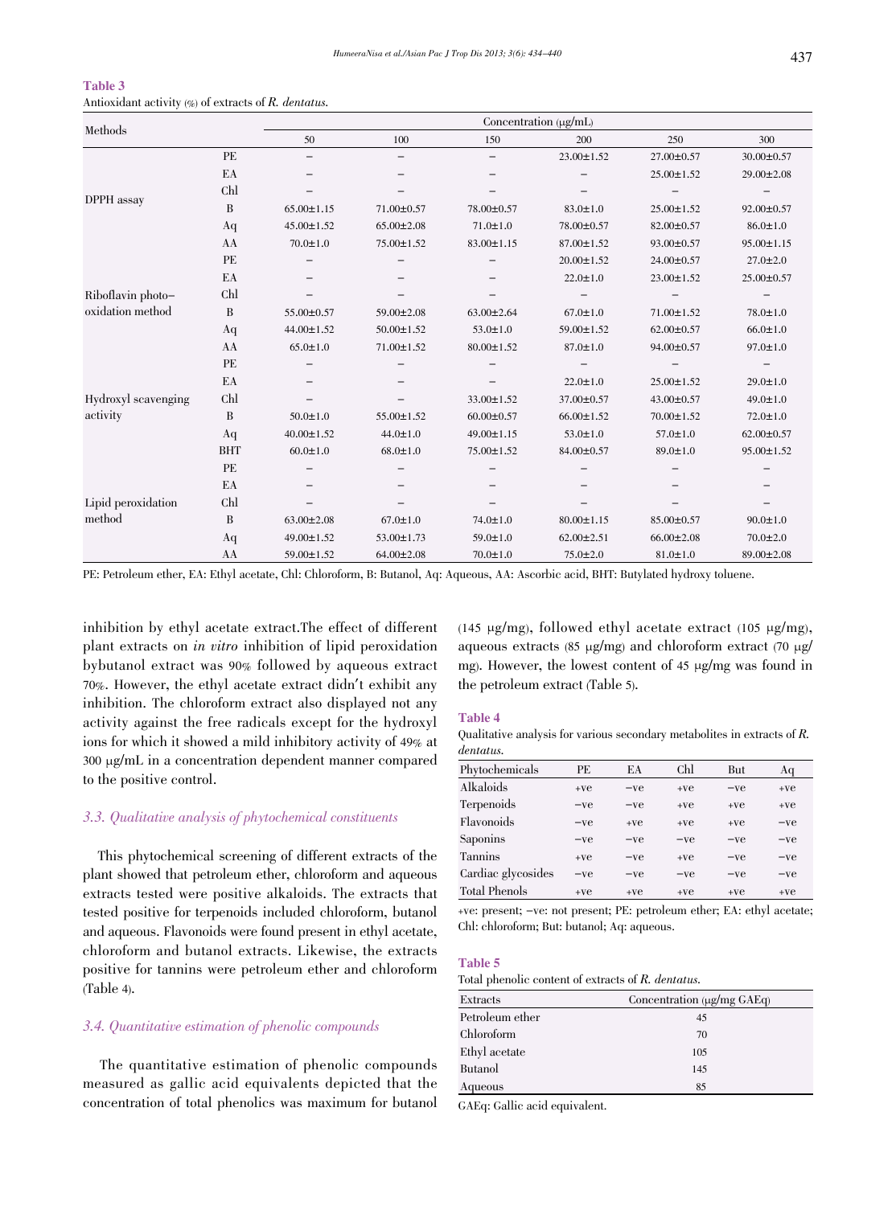**Table 3**

Antioxidant activity (%) of extracts of *R. dentatus*.

| Methods | | Concentration (μg/mL) | | | | | |
|---|---|---|---|---|---|---|---|
| | | 50 | 100 | 150 | 200 | 250 | 300 |
| DPPH assay | PE | – | – | – | 23.00±1.52 | 27.00±0.57 | 30.00±0.57 |
| | EA | – | – | – | – | 25.00±1.52 | 29.00±2.08 |
| | Chl | – | – | – | – | – | – |
| | B | 65.00±1.15 | 71.00±0.57 | 78.00±0.57 | 83.0±1.0 | 25.00±1.52 | 92.00±0.57 |
| | Aq | 45.00±1.52 | 65.00±2.08 | 71.0±1.0 | 78.00±0.57 | 82.00±0.57 | 86.0±1.0 |
| | AA | 70.0±1.0 | 75.00±1.52 | 83.00±1.15 | 87.00±1.52 | 93.00±0.57 | 95.00±1.15 |
| Riboflavin photo–oxidation method | PE | – | – | – | 20.00±1.52 | 24.00±0.57 | 27.0±2.0 |
| | EA | – | – | – | 22.0±1.0 | 23.00±1.52 | 25.00±0.57 |
| | Chl | – | – | – | – | – | – |
| | B | 55.00±0.57 | 59.00±2.08 | 63.00±2.64 | 67.0±1.0 | 71.00±1.52 | 78.0±1.0 |
| | Aq | 44.00±1.52 | 50.00±1.52 | 53.0±1.0 | 59.00±1.52 | 62.00±0.57 | 66.0±1.0 |
| | AA | 65.0±1.0 | 71.00±1.52 | 80.00±1.52 | 87.0±1.0 | 94.00±0.57 | 97.0±1.0 |
| Hydroxyl scavenging activity | PE | – | – | – | – | – | – |
| | EA | – | – | – | 22.0±1.0 | 25.00±1.52 | 29.0±1.0 |
| | Chl | – | – | 33.00±1.52 | 37.00±0.57 | 43.00±0.57 | 49.0±1.0 |
| | B | 50.0±1.0 | 55.00±1.52 | 60.00±0.57 | 66.00±1.52 | 70.00±1.52 | 72.0±1.0 |
| | Aq | 40.00±1.52 | 44.0±1.0 | 49.00±1.15 | 53.0±1.0 | 57.0±1.0 | 62.00±0.57 |
| | BHT | 60.0±1.0 | 68.0±1.0 | 75.00±1.52 | 84.00±0.57 | 89.0±1.0 | 95.00±1.52 |
| Lipid peroxidation method | PE | – | – | – | – | – | – |
| | EA | – | – | – | – | – | – |
| | Chl | – | – | – | – | – | – |
| | B | 63.00±2.08 | 67.0±1.0 | 74.0±1.0 | 80.00±1.15 | 85.00±0.57 | 90.0±1.0 |
| | Aq | 49.00±1.52 | 53.00±1.73 | 59.0±1.0 | 62.00±2.51 | 66.00±2.08 | 70.0±2.0 |
| | AA | 59.00±1.52 | 64.00±2.08 | 70.0±1.0 | 75.0±2.0 | 81.0±1.0 | 89.00±2.08 |

PE: Petroleum ether, EA: Ethyl acetate, Chl: Chloroform, B: Butanol, Aq: Aqueous, AA: Ascorbic acid, BHT: Butylated hydroxy toluene.

inhibition by ethyl acetate extract.The effect of different plant extracts on *in vitro* inhibition of lipid peroxidation bybutanol extract was 90% followed by aqueous extract 70%. However, the ethyl acetate extract didn't exhibit any inhibition. The chloroform extract also displayed not any activity against the free radicals except for the hydroxyl ions for which it showed a mild inhibitory activity of 49% at 300 μg/mL in a concentration dependent manner compared to the positive control.

### 3.3. Qualitative analysis of phytochemical constituents

This phytochemical screening of different extracts of the plant showed that petroleum ether, chloroform and aqueous extracts tested were positive alkaloids. The extracts that tested positive for terpenoids included chloroform, butanol and aqueous. Flavonoids were found present in ethyl acetate, chloroform and butanol extracts. Likewise, the extracts positive for tannins were petroleum ether and chloroform (Table 4).

### 3.4. Quantitative estimation of phenolic compounds

The quantitative estimation of phenolic compounds measured as gallic acid equivalents depicted that the concentration of total phenolics was maximum for butanol (145 μg/mg), followed ethyl acetate extract (105 μg/mg), aqueous extracts (85 μg/mg) and chloroform extract (70 μg/mg). However, the lowest content of 45 μg/mg was found in the petroleum extract (Table 5).

**Table 4**

Qualitative analysis for various secondary metabolites in extracts of *R. dentatus*.

| Phytochemicals | PE | EA | Chl | But | Aq |
|---|---|---|---|---|---|
| Alkaloids | +ve | −ve | +ve | −ve | +ve |
| Terpenoids | −ve | −ve | +ve | +ve | +ve |
| Flavonoids | −ve | +ve | +ve | +ve | −ve |
| Saponins | −ve | −ve | −ve | −ve | −ve |
| Tannins | +ve | −ve | +ve | −ve | −ve |
| Cardiac glycosides | −ve | −ve | −ve | −ve | −ve |
| Total Phenols | +ve | +ve | +ve | +ve | +ve |

+ve: present; −ve: not present; PE: petroleum ether; EA: ethyl acetate; Chl: chloroform; But: butanol; Aq: aqueous.

**Table 5**

Total phenolic content of extracts of *R. dentatus*.

| Extracts | Concentration (μg/mg GAEq) |
|---|---|
| Petroleum ether | 45 |
| Chloroform | 70 |
| Ethyl acetate | 105 |
| Butanol | 145 |
| Aqueous | 85 |

GAEq: Gallic acid equivalent.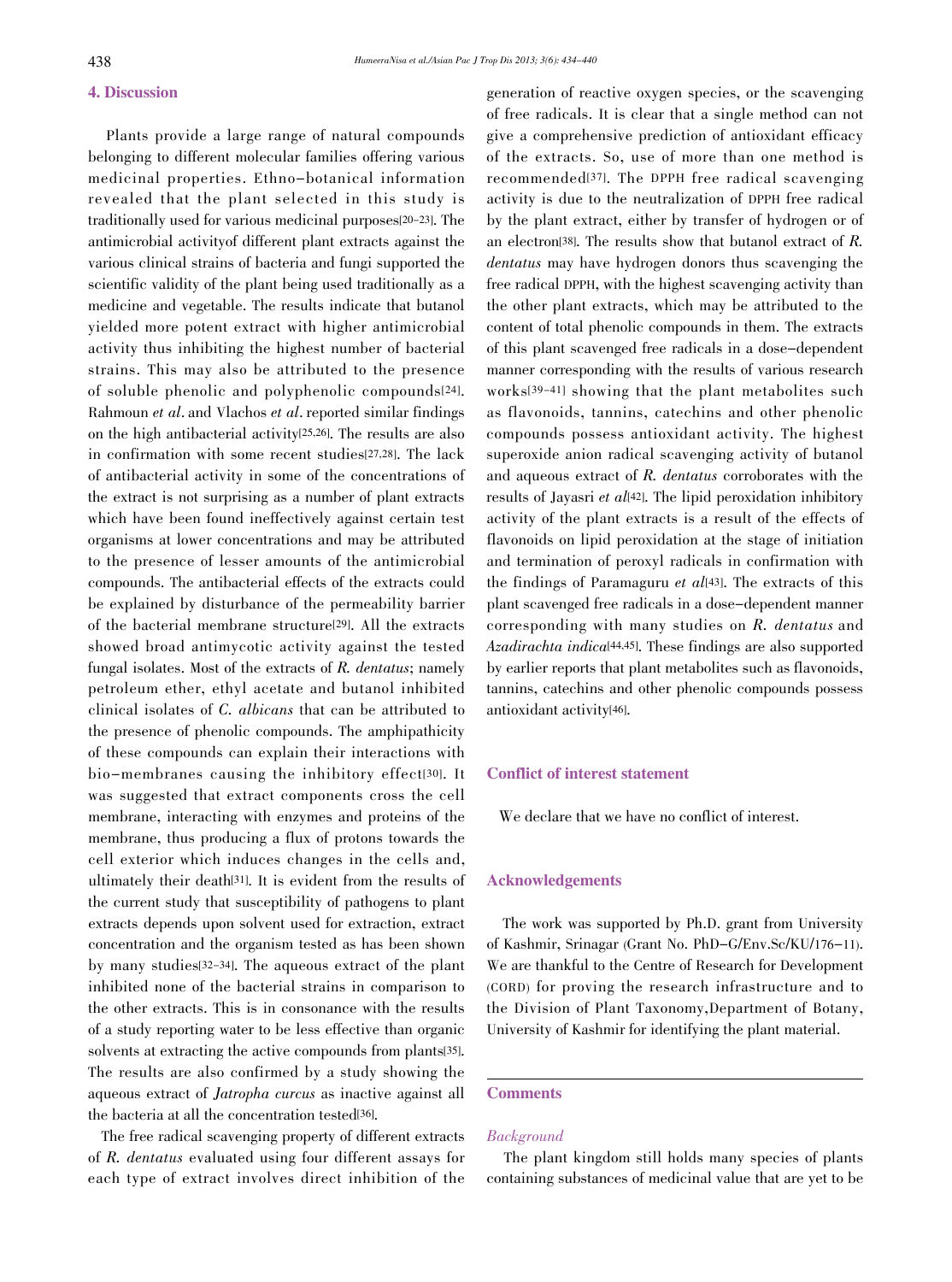## 4. Discussion

Plants provide a large range of natural compounds belonging to different molecular families offering various medicinal properties. Ethno-botanical information revealed that the plant selected in this study is traditionally used for various medicinal purposes[20-23]. The antimicrobial activityof different plant extracts against the various clinical strains of bacteria and fungi supported the scientific validity of the plant being used traditionally as a medicine and vegetable. The results indicate that butanol yielded more potent extract with higher antimicrobial activity thus inhibiting the highest number of bacterial strains. This may also be attributed to the presence of soluble phenolic and polyphenolic compounds[24]. Rahmoun *et al*. and Vlachos *et al*. reported similar findings on the high antibacterial activity[25,26]. The results are also in confirmation with some recent studies[27,28]. The lack of antibacterial activity in some of the concentrations of the extract is not surprising as a number of plant extracts which have been found ineffectively against certain test organisms at lower concentrations and may be attributed to the presence of lesser amounts of the antimicrobial compounds. The antibacterial effects of the extracts could be explained by disturbance of the permeability barrier of the bacterial membrane structure[29]. All the extracts showed broad antimycotic activity against the tested fungal isolates. Most of the extracts of *R. dentatus*; namely petroleum ether, ethyl acetate and butanol inhibited clinical isolates of *C. albicans* that can be attributed to the presence of phenolic compounds. The amphipathicity of these compounds can explain their interactions with bio-membranes causing the inhibitory effect[30]. It was suggested that extract components cross the cell membrane, interacting with enzymes and proteins of the membrane, thus producing a flux of protons towards the cell exterior which induces changes in the cells and, ultimately their death[31]. It is evident from the results of the current study that susceptibility of pathogens to plant extracts depends upon solvent used for extraction, extract concentration and the organism tested as has been shown by many studies[32-34]. The aqueous extract of the plant inhibited none of the bacterial strains in comparison to the other extracts. This is in consonance with the results of a study reporting water to be less effective than organic solvents at extracting the active compounds from plants[35]. The results are also confirmed by a study showing the aqueous extract of *Jatropha curcus* as inactive against all the bacteria at all the concentration tested[36].

The free radical scavenging property of different extracts of *R. dentatus* evaluated using four different assays for each type of extract involves direct inhibition of the generation of reactive oxygen species, or the scavenging of free radicals. It is clear that a single method can not give a comprehensive prediction of antioxidant efficacy of the extracts. So, use of more than one method is recommended[37]. The DPPH free radical scavenging activity is due to the neutralization of DPPH free radical by the plant extract, either by transfer of hydrogen or of an electron[38]. The results show that butanol extract of *R. dentatus* may have hydrogen donors thus scavenging the free radical DPPH, with the highest scavenging activity than the other plant extracts, which may be attributed to the content of total phenolic compounds in them. The extracts of this plant scavenged free radicals in a dose-dependent manner corresponding with the results of various research works[39-41] showing that the plant metabolites such as flavonoids, tannins, catechins and other phenolic compounds possess antioxidant activity. The highest superoxide anion radical scavenging activity of butanol and aqueous extract of *R. dentatus* corroborates with the results of Jayasri *et al*[42]. The lipid peroxidation inhibitory activity of the plant extracts is a result of the effects of flavonoids on lipid peroxidation at the stage of initiation and termination of peroxyl radicals in confirmation with the findings of Paramaguru *et al*[43]. The extracts of this plant scavenged free radicals in a dose-dependent manner corresponding with many studies on *R. dentatus* and *Azadirachta indica*[44,45]. These findings are also supported by earlier reports that plant metabolites such as flavonoids, tannins, catechins and other phenolic compounds possess antioxidant activity[46].

## Conflict of interest statement

We declare that we have no conflict of interest.

## Acknowledgements

The work was supported by Ph.D. grant from University of Kashmir, Srinagar (Grant No. PhD-G/Env.Sc/KU/176-11). We are thankful to the Centre of Research for Development (CORD) for proving the research infrastructure and to the Division of Plant Taxonomy,Department of Botany, University of Kashmir for identifying the plant material.

## Comments

### *Background*

The plant kingdom still holds many species of plants containing substances of medicinal value that are yet to be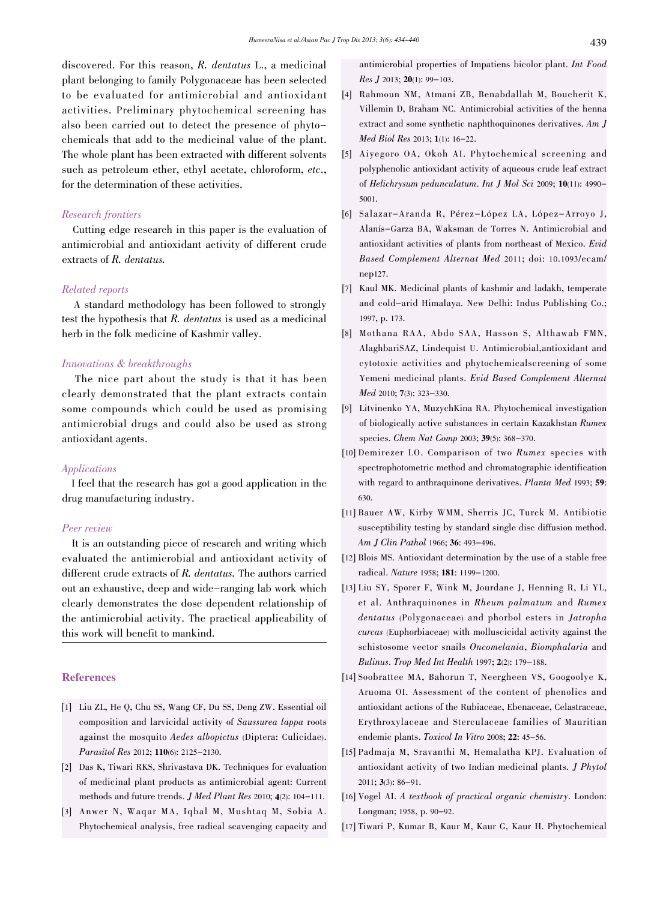discovered. For this reason, *R. dentatus* L., a medicinal plant belonging to family Polygonaceae has been selected to be evaluated for antimicrobial and antioxidant activities. Preliminary phytochemical screening has also been carried out to detect the presence of phyto-chemicals that add to the medicinal value of the plant. The whole plant has been extracted with different solvents such as petroleum ether, ethyl acetate, chloroform, *etc*., for the determination of these activities.

### *Research frontiers*

Cutting edge research in this paper is the evaluation of antimicrobial and antioxidant activity of different crude extracts of *R. dentatus*.

### *Related reports*

A standard methodology has been followed to strongly test the hypothesis that *R. dentatus* is used as a medicinal herb in the folk medicine of Kashmir valley.

### *Innovations & breakthroughs*

The nice part about the study is that it has been clearly demonstrated that the plant extracts contain some compounds which could be used as promising antimicrobial drugs and could also be used as strong antioxidant agents.

### *Applications*

I feel that the research has got a good application in the drug manufacturing industry.

### *Peer review*

It is an outstanding piece of research and writing which evaluated the antimicrobial and antioxidant activity of different crude extracts of *R. dentatus*. The authors carried out an exhaustive, deep and wide-ranging lab work which clearly demonstrates the dose dependent relationship of the antimicrobial activity. The practical applicability of this work will benefit to mankind.

## References

[1] Liu ZL, He Q, Chu SS, Wang CF, Du SS, Deng ZW. Essential oil composition and larvicidal activity of *Saussurea lappa* roots against the mosquito *Aedes albopictus* (Diptera: Culicidae). *Parasitol Res* 2012; **110**(6): 2125-2130.

[2] Das K, Tiwari RKS, Shrivastava DK. Techniques for evaluation of medicinal plant products as antimicrobial agent: Current methods and future trends. *J Med Plant Res* 2010; **4**(2): 104-111.

[3] Anwer N, Waqar MA, Iqbal M, Mushtaq M, Sobia A. Phytochemical analysis, free radical scavenging capacity and antimicrobial properties of Impatiens bicolor plant. *Int Food Res J* 2013; **20**(1): 99-103.

[4] Rahmoun NM, Atmani ZB, Benabdallah M, Boucherit K, Villemin D, Braham NC. Antimicrobial activities of the henna extract and some synthetic naphthoquinones derivatives. *Am J Med Biol Res* 2013; **1**(1): 16-22.

[5] Aiyegoro OA, Okoh AI. Phytochemical screening and polyphenolic antioxidant activity of aqueous crude leaf extract of *Helichrysum pedunculatum*. *Int J Mol Sci* 2009; **10**(11): 4990-5001.

[6] Salazar-Aranda R, Pérez-López LA, López-Arroyo J, Alanís-Garza BA, Waksman de Torres N. Antimicrobial and antioxidant activities of plants from northeast of Mexico. *Evid Based Complement Alternat Med* 2011; doi: 10.1093/ecam/nep127.

[7] Kaul MK. Medicinal plants of kashmir and ladakh, temperate and cold-arid Himalaya. New Delhi: Indus Publishing Co.; 1997, p. 173.

[8] Mothana RAA, Abdo SAA, Hasson S, Althawab FMN, AlaghbariSAZ, Lindequist U. Antimicrobial,antioxidant and cytotoxic activities and phytochemicalscreening of some Yemeni medicinal plants. *Evid Based Complement Alternat Med* 2010; **7**(3): 323-330.

[9] Litvinenko YA, MuzychKina RA. Phytochemical investigation of biologically active substances in certain Kazakhstan *Rumex* species. *Chem Nat Comp* 2003; **39**(5): 368-370.

[10] Demirezer LO. Comparison of two *Rumex* species with spectrophotometric method and chromatographic identification with regard to anthraquinone derivatives. *Planta Med* 1993; **59**: 630.

[11] Bauer AW, Kirby WMM, Sherris JC, Turck M. Antibiotic susceptibility testing by standard single disc diffusion method. *Am J Clin Pathol* 1966; **36**: 493-496.

[12] Blois MS. Antioxidant determination by the use of a stable free radical. *Nature* 1958; **181**: 1199-1200.

[13] Liu SY, Sporer F, Wink M, Jourdane J, Henning R, Li YL, et al. Anthraquinones in *Rheum palmatum* and *Rumex dentatus* (Polygonaceae) and phorbol esters in *Jatropha curcas* (Euphorbiaceae) with molluscicidal activity against the schistosome vector snails *Oncomelania*, *Biomphalaria* and *Bulinus*. *Trop Med Int Health* 1997; **2**(2): 179-188.

[14] Soobrattee MA, Bahorun T, Neergheen VS, Googoolye K, Aruoma OI. Assessment of the content of phenolics and antioxidant actions of the Rubiaceae, Ebenaceae, Celastraceae, Erythroxylaceae and Sterculaceae families of Mauritian endemic plants. *Toxicol In Vitro* 2008; **22**: 45-56.

[15] Padmaja M, Sravanthi M, Hemalatha KPJ. Evaluation of antioxidant activity of two Indian medicinal plants. *J Phytol* 2011; **3**(3): 86-91.

[16] Vogel AI. *A textbook of practical organic chemistry*. London: Longman; 1958, p. 90-92.

[17] Tiwari P, Kumar B, Kaur M, Kaur G, Kaur H. Phytochemical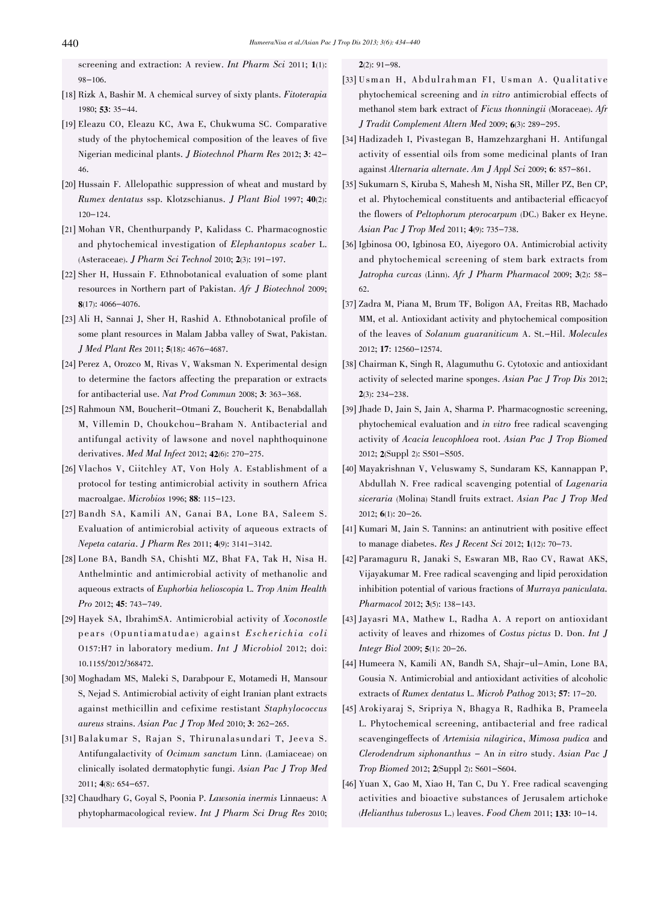screening and extraction: A review. *Int Pharm Sci* 2011; **1**(1): 98–106.

[18] Rizk A, Bashir M. A chemical survey of sixty plants. *Fitoterapia* 1980; **53**: 35–44.

[19] Eleazu CO, Eleazu KC, Awa E, Chukwuma SC. Comparative study of the phytochemical composition of the leaves of five Nigerian medicinal plants. *J Biotechnol Pharm Res* 2012; **3**: 42–46.

[20] Hussain F. Allelopathic suppression of wheat and mustard by *Rumex dentatus* ssp. Klotzschianus. *J Plant Biol* 1997; **40**(2): 120–124.

[21] Mohan VR, Chenthurpandy P, Kalidass C. Pharmacognostic and phytochemical investigation of *Elephantopus scaber* L. (Asteraceae). *J Pharm Sci Technol* 2010; **2**(3): 191–197.

[22] Sher H, Hussain F. Ethnobotanical evaluation of some plant resources in Northern part of Pakistan. *Afr J Biotechnol* 2009; **8**(17): 4066–4076.

[23] Ali H, Sannai J, Sher H, Rashid A. Ethnobotanical profile of some plant resources in Malam Jabba valley of Swat, Pakistan. *J Med Plant Res* 2011; **5**(18): 4676–4687.

[24] Perez A, Orozco M, Rivas V, Waksman N. Experimental design to determine the factors affecting the preparation or extracts for antibacterial use. *Nat Prod Commun* 2008; **3**: 363–368.

[25] Rahmoun NM, Boucherit-Otmani Z, Boucherit K, Benabdallah M, Villemin D, Choukchou-Braham N. Antibacterial and antifungal activity of lawsone and novel naphthoquinone derivatives. *Med Mal Infect* 2012; **42**(6): 270–275.

[26] Vlachos V, Ciitchley AT, Von Holy A. Establishment of a protocol for testing antimicrobial activity in southern Africa macroalgae. *Microbios* 1996; **88**: 115–123.

[27] Bandh SA, Kamili AN, Ganai BA, Lone BA, Saleem S. Evaluation of antimicrobial activity of aqueous extracts of *Nepeta cataria*. *J Pharm Res* 2011; **4**(9): 3141–3142.

[28] Lone BA, Bandh SA, Chishti MZ, Bhat FA, Tak H, Nisa H. Anthelmintic and antimicrobial activity of methanolic and aqueous extracts of *Euphorbia helioscopia* L. *Trop Anim Health Pro* 2012; **45**: 743–749.

[29] Hayek SA, IbrahimSA. Antimicrobial activity of *Xoconostle* pears (Opuntiamatudae) against *Escherichia coli* O157:H7 in laboratory medium. *Int J Microbiol* 2012; doi: 10.1155/2012/368472.

[30] Moghadam MS, Maleki S, Darabpour E, Motamedi H, Mansour S, Nejad S. Antimicrobial activity of eight Iranian plant extracts against methicillin and cefixime restistant *Staphylococcus aureus* strains. *Asian Pac J Trop Med* 2010; **3**: 262–265.

[31] Balakumar S, Rajan S, Thirunalasundari T, Jeeva S. Antifungalactivity of *Ocimum sanctum* Linn. (Lamiaceae) on clinically isolated dermatophytic fungi. *Asian Pac J Trop Med* 2011; **4**(8): 654–657.

[32] Chaudhary G, Goyal S, Poonia P. *Lawsonia inermis* Linnaeus: A phytopharmacological review. *Int J Pharm Sci Drug Res* 2010; **2**(2): 91–98.

[33] Usman H, Abdulrahman FI, Usman A. Qualitative phytochemical screening and *in vitro* antimicrobial effects of methanol stem bark extract of *Ficus thonningii* (Moraceae). *Afr J Tradit Complement Altern Med* 2009; **6**(3): 289–295.

[34] Hadizadeh I, Pivastegan B, Hamzehzarghani H. Antifungal activity of essential oils from some medicinal plants of Iran against *Alternaria alternate*. *Am J Appl Sci* 2009; **6**: 857–861.

[35] Sukumarn S, Kiruba S, Mahesh M, Nisha SR, Miller PZ, Ben CP, et al. Phytochemical constituents and antibacterial efficacyof the flowers of *Peltophorum pterocarpum* (DC.) Baker ex Heyne. *Asian Pac J Trop Med* 2011; **4**(9): 735–738.

[36] Igbinosa OO, Igbinosa EO, Aiyegoro OA. Antimicrobial activity and phytochemical screening of stem bark extracts from *Jatropha curcas* (Linn). *Afr J Pharm Pharmacol* 2009; **3**(2): 58–62.

[37] Zadra M, Piana M, Brum TF, Boligon AA, Freitas RB, Machado MM, et al. Antioxidant activity and phytochemical composition of the leaves of *Solanum guaraniticum* A. St.-Hil. *Molecules* 2012; **17**: 12560–12574.

[38] Chairman K, Singh R, Alagumuthu G. Cytotoxic and antioxidant activity of selected marine sponges. *Asian Pac J Trop Dis* 2012; **2**(3): 234–238.

[39] Jhade D, Jain S, Jain A, Sharma P. Pharmacognostic screening, phytochemical evaluation and *in vitro* free radical scavenging activity of *Acacia leucophloea* root. *Asian Pac J Trop Biomed* 2012; **2**(Suppl 2): S501–S505.

[40] Mayakrishnan V, Veluswamy S, Sundaram KS, Kannappan P, Abdullah N. Free radical scavenging potential of *Lagenaria siceraria* (Molina) Standl fruits extract. *Asian Pac J Trop Med* 2012; **6**(1): 20–26.

[41] Kumari M, Jain S. Tannins: an antinutrient with positive effect to manage diabetes. *Res J Recent Sci* 2012; **1**(12): 70–73.

[42] Paramaguru R, Janaki S, Eswaran MB, Rao CV, Rawat AKS, Vijayakumar M. Free radical scavenging and lipid peroxidation inhibition potential of various fractions of *Murraya paniculata*. *Pharmacol* 2012; **3**(5): 138–143.

[43] Jayasri MA, Mathew L, Radha A. A report on antioxidant activity of leaves and rhizomes of *Costus pictus* D. Don. *Int J Integr Biol* 2009; **5**(1): 20–26.

[44] Humeera N, Kamili AN, Bandh SA, Shajr-ul-Amin, Lone BA, Gousia N. Antimicrobial and antioxidant activities of alcoholic extracts of *Rumex dentatus* L. *Microb Pathog* 2013; **57**: 17–20.

[45] Arokiyaraj S, Sripriya N, Bhagya R, Radhika B, Prameela L. Phytochemical screening, antibacterial and free radical scavengingeffects of *Artemisia nilagirica*, *Mimosa pudica* and *Clerodendrum siphonanthus* – An *in vitro* study. *Asian Pac J Trop Biomed* 2012; **2**(Suppl 2): S601–S604.

[46] Yuan X, Gao M, Xiao H, Tan C, Du Y. Free radical scavenging activities and bioactive substances of Jerusalem artichoke (*Helianthus tuberosus* L.) leaves. *Food Chem* 2011; **133**: 10–14.